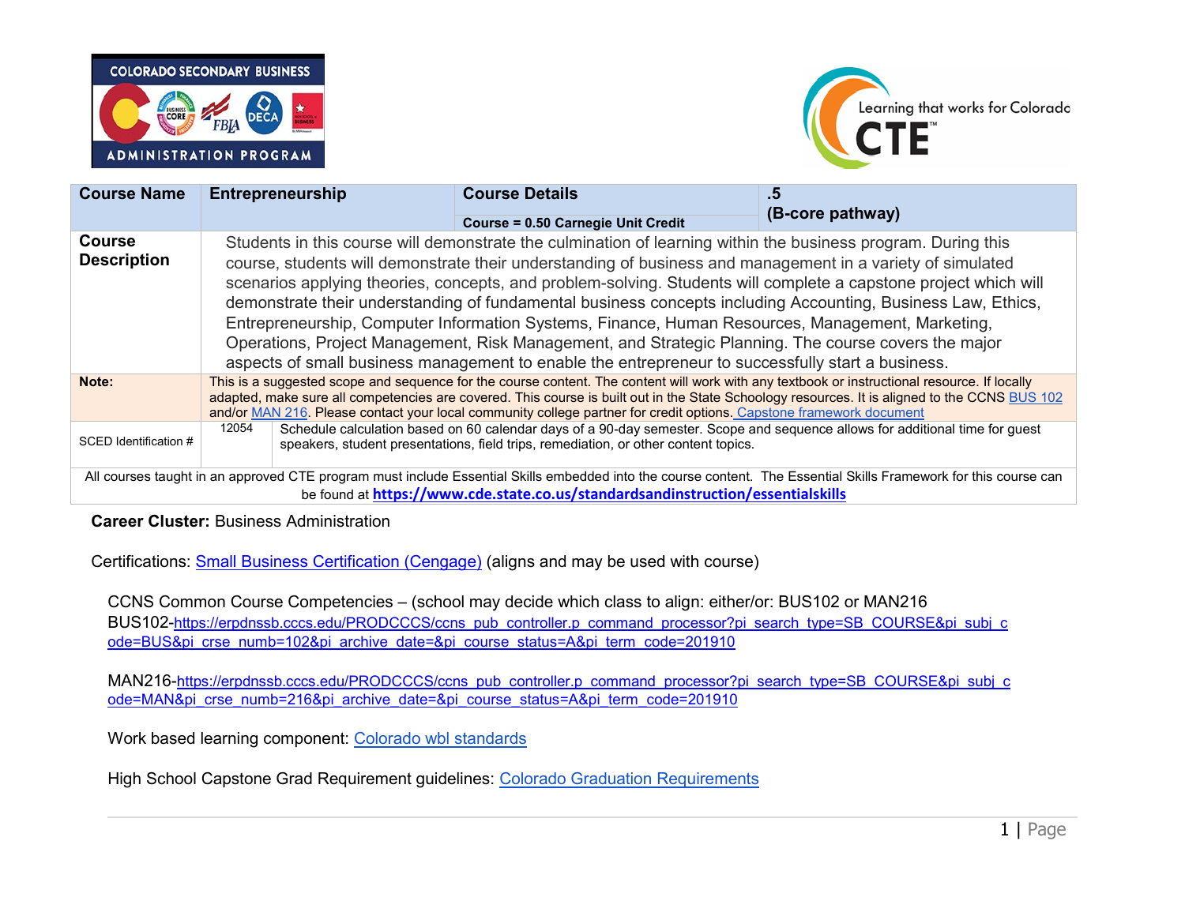| Course Name | Entrepreneurship | Course Details<br>Course = 0.50 Carnegie Unit Credit | .5<br>(B-core pathway) |
|---|---|---|---|
| **Course Description** | Students in this course will demonstrate the culmination of learning within the business program. During this course, students will demonstrate their understanding of business and management in a variety of simulated scenarios applying theories, concepts, and problem-solving. Students will complete a capstone project which will demonstrate their understanding of fundamental business concepts including Accounting, Business Law, Ethics, Entrepreneurship, Computer Information Systems, Finance, Human Resources, Management, Marketing, Operations, Project Management, Risk Management, and Strategic Planning. The course covers the major aspects of small business management to enable the entrepreneur to successfully start a business. | | |
| **Note:** | This is a suggested scope and sequence for the course content. The content will work with any textbook or instructional resource. If locally adapted, make sure all competencies are covered. This course is built out in the State Schoology resources. It is aligned to the CCNS BUS 102 and/or MAN 216. Please contact your local community college partner for credit options. Capstone framework document | | |
| SCED Identification # | 12054 | Schedule calculation based on 60 calendar days of a 90-day semester. Scope and sequence allows for additional time for guest speakers, student presentations, field trips, remediation, or other content topics. | |
| All courses taught in an approved CTE program must include Essential Skills embedded into the course content. The Essential Skills Framework for this course can be found at **https://www.cde.state.co.us/standardsandinstruction/essentialskills** | | | |

**Career Cluster:** Business Administration

Certifications: Small Business Certification (Cengage) (aligns and may be used with course)

CCNS Common Course Competencies – (school may decide which class to align: either/or: BUS102 or MAN216
BUS102-https://erpdnssb.cccs.edu/PRODCCCS/ccns_pub_controller.p_command_processor?pi_search_type=SB_COURSE&pi_subj_code=BUS&pi_crse_numb=102&pi_archive_date=&pi_course_status=A&pi_term_code=201910

MAN216-https://erpdnssb.cccs.edu/PRODCCCS/ccns_pub_controller.p_command_processor?pi_search_type=SB_COURSE&pi_subj_code=MAN&pi_crse_numb=216&pi_archive_date=&pi_course_status=A&pi_term_code=201910

Work based learning component: Colorado wbl standards

High School Capstone Grad Requirement guidelines: Colorado Graduation Requirements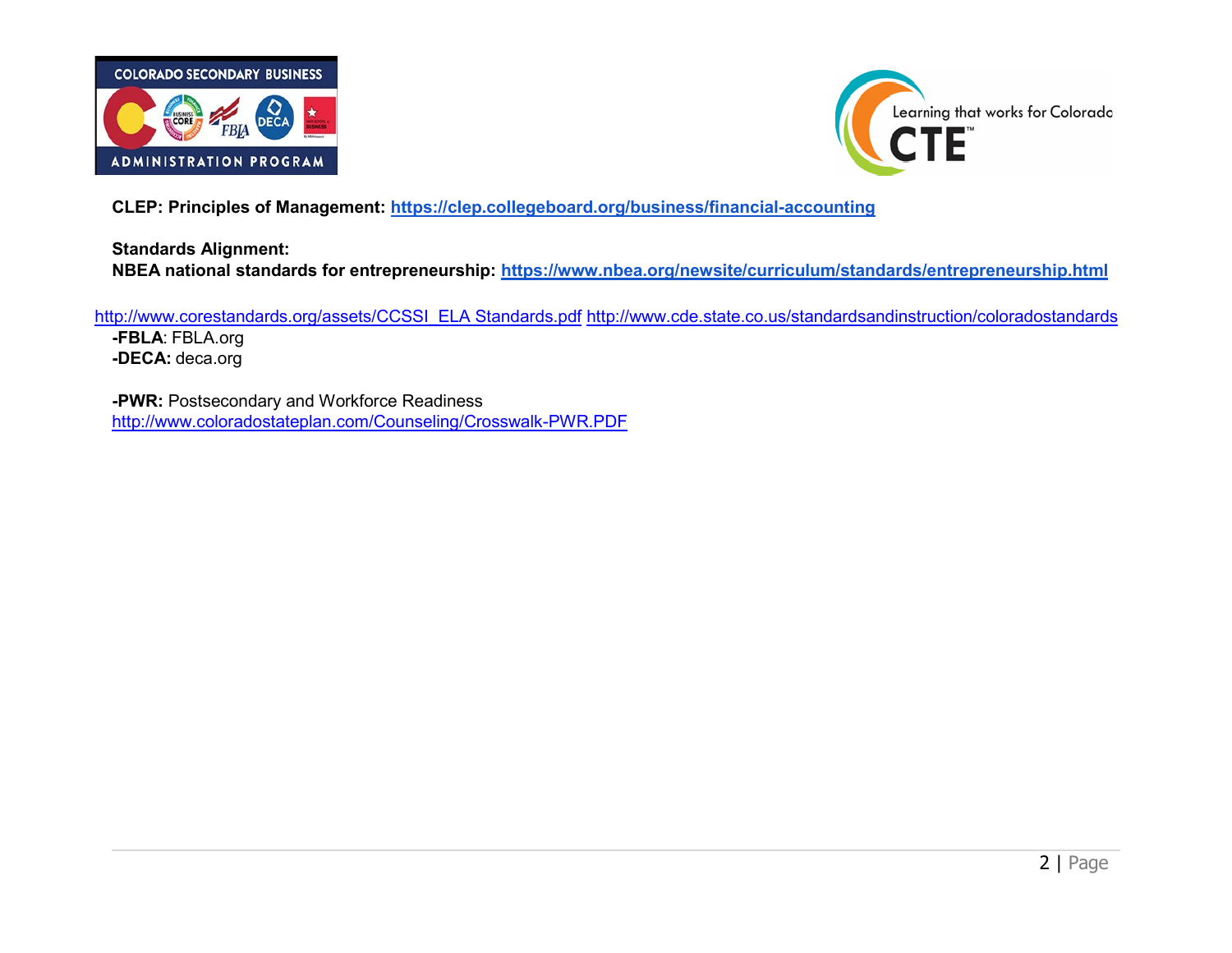**CLEP: Principles of Management:** https://clep.collegeboard.org/business/financial-accounting

**Standards Alignment:**
**NBEA national standards for entrepreneurship:** https://www.nbea.org/newsite/curriculum/standards/entrepreneurship.html

http://www.corestandards.org/assets/CCSSI_ELA Standards.pdf http://www.cde.state.co.us/standardsandinstruction/coloradostandards

**-FBLA**: FBLA.org
**-DECA:** deca.org

**-PWR:** Postsecondary and Workforce Readiness
http://www.coloradostateplan.com/Counseling/Crosswalk-PWR.PDF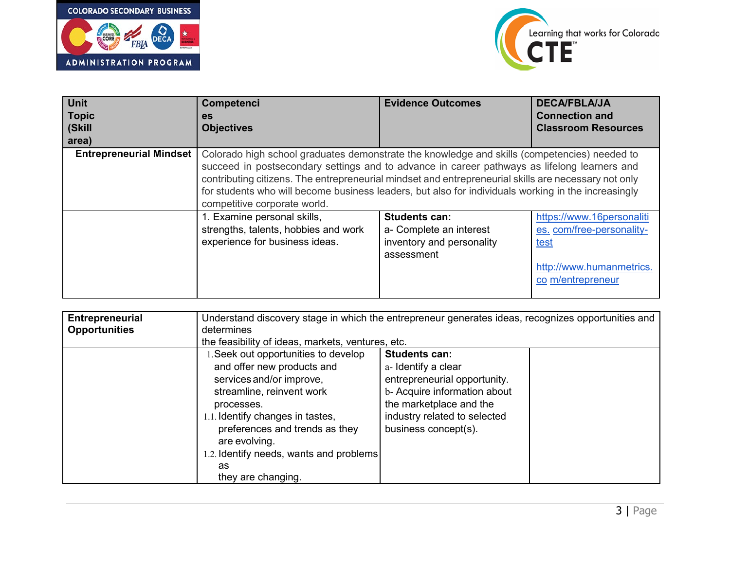| Unit Topic (Skill area) | Competencies Objectives | Evidence Outcomes | DECA/FBLA/JA Connection and Classroom Resources |
|---|---|---|---|
| **Entrepreneurial Mindset** | Colorado high school graduates demonstrate the knowledge and skills (competencies) needed to succeed in postsecondary settings and to advance in career pathways as lifelong learners and contributing citizens. The entrepreneurial mindset and entrepreneurial skills are necessary not only for students who will become business leaders, but also for individuals working in the increasingly competitive corporate world. | | |
| | 1. Examine personal skills, strengths, talents, hobbies and work experience for business ideas. | **Students can:**<br>a- Complete an interest inventory and personality assessment | https://www.16personalities.com/free-personality-test<br><br>http://www.humanmetrics.com/entrepreneur |

| | | | |
|---|---|---|---|
| **Entrepreneurial Opportunities** | Understand discovery stage in which the entrepreneur generates ideas, recognizes opportunities and determines<br>the feasibility of ideas, markets, ventures, etc. | | |
| | 1. Seek out opportunities to develop and offer new products and services and/or improve, streamline, reinvent work processes.<br>1.1. Identify changes in tastes, preferences and trends as they are evolving.<br>1.2. Identify needs, wants and problems as they are changing. | **Students can:**<br>a- Identify a clear entrepreneurial opportunity.<br>b- Acquire information about the marketplace and the industry related to selected business concept(s). | |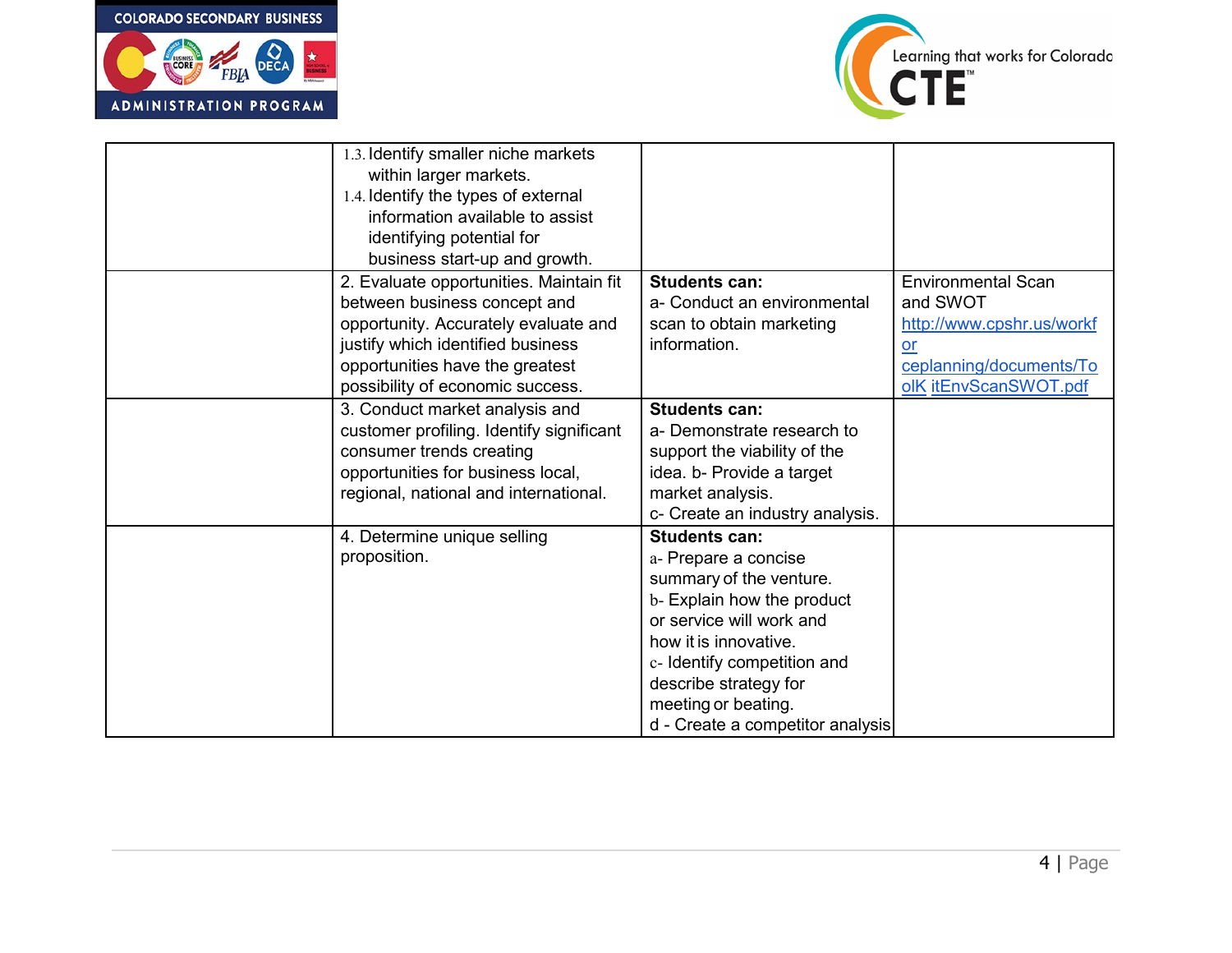| | | | |
|---|---|---|---|
| | 1.3. Identify smaller niche markets within larger markets.<br>1.4. Identify the types of external information available to assist identifying potential for business start-up and growth. | | |
| | 2. Evaluate opportunities. Maintain fit between business concept and opportunity. Accurately evaluate and justify which identified business opportunities have the greatest possibility of economic success. | **Students can:**<br>a- Conduct an environmental scan to obtain marketing information. | Environmental Scan and SWOT<br>http://www.cpshr.us/workforceplanning/documents/ToolKitEnvScanSWOT.pdf |
| | 3. Conduct market analysis and customer profiling. Identify significant consumer trends creating opportunities for business local, regional, national and international. | **Students can:**<br>a- Demonstrate research to support the viability of the idea. b- Provide a target market analysis.<br>c- Create an industry analysis. | |
| | 4. Determine unique selling proposition. | **Students can:**<br>a- Prepare a concise summary of the venture.<br>b- Explain how the product or service will work and how it is innovative.<br>c- Identify competition and describe strategy for meeting or beating.<br>d - Create a competitor analysis | |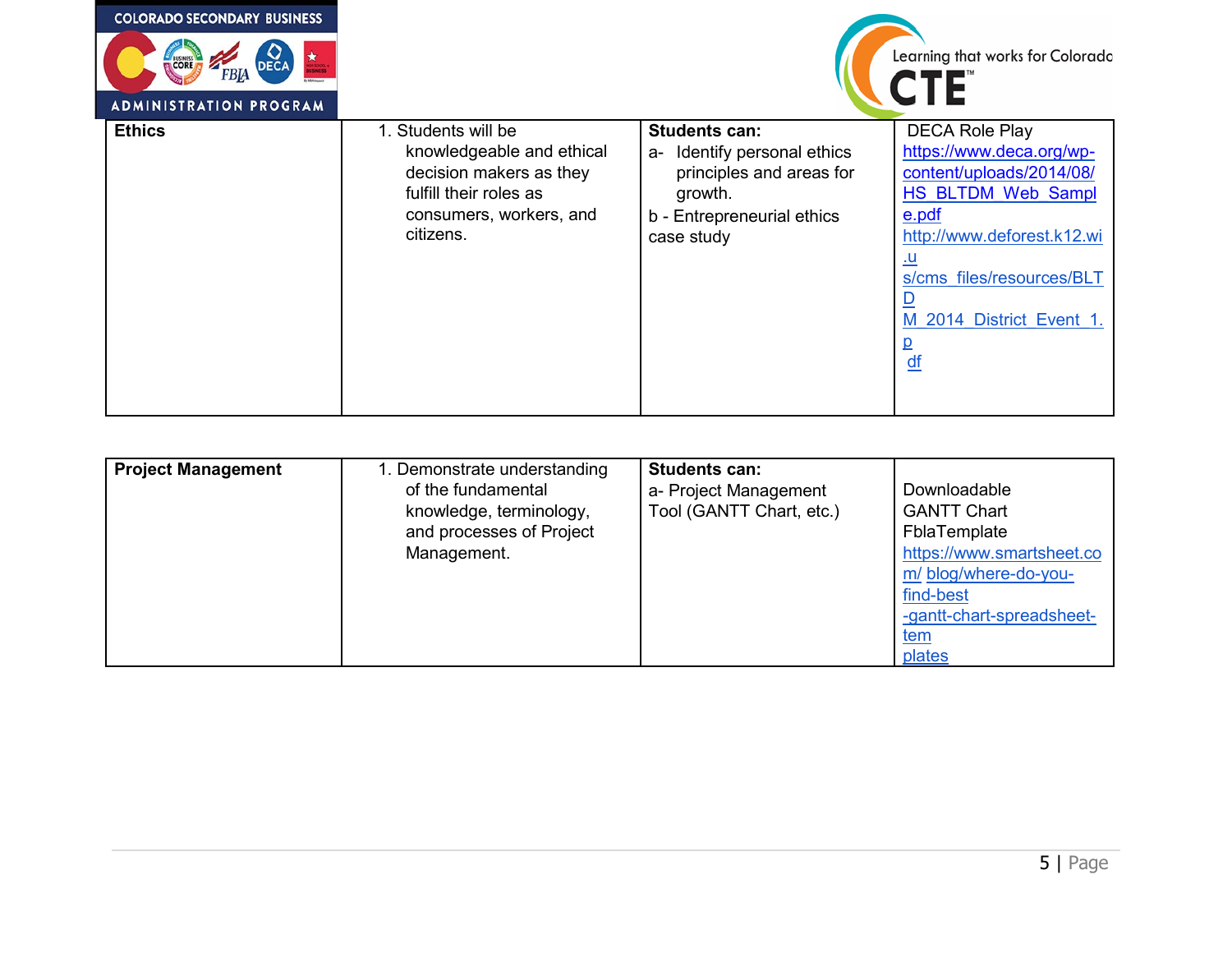| Ethics | 1. Students will be knowledgeable and ethical decision makers as they fulfill their roles as consumers, workers, and citizens. | **Students can:**<br>a- Identify personal ethics principles and areas for growth.<br>b - Entrepreneurial ethics case study | DECA Role Play<br>https://www.deca.org/wp-content/uploads/2014/08/HS_BLTDM_Web_Sample.pdf<br>http://www.deforest.k12.wi.us/cms_files/resources/BLTDM_2014_District_Event_1.pdf |
|---|---|---|---|

| Project Management | 1. Demonstrate understanding of the fundamental knowledge, terminology, and processes of Project Management. | **Students can:**<br>a- Project Management Tool (GANTT Chart, etc.) | Downloadable GANTT Chart FblaTemplate<br>https://www.smartsheet.com/ blog/where-do-you-find-best-gantt-chart-spreadsheet-templates |
|---|---|---|---|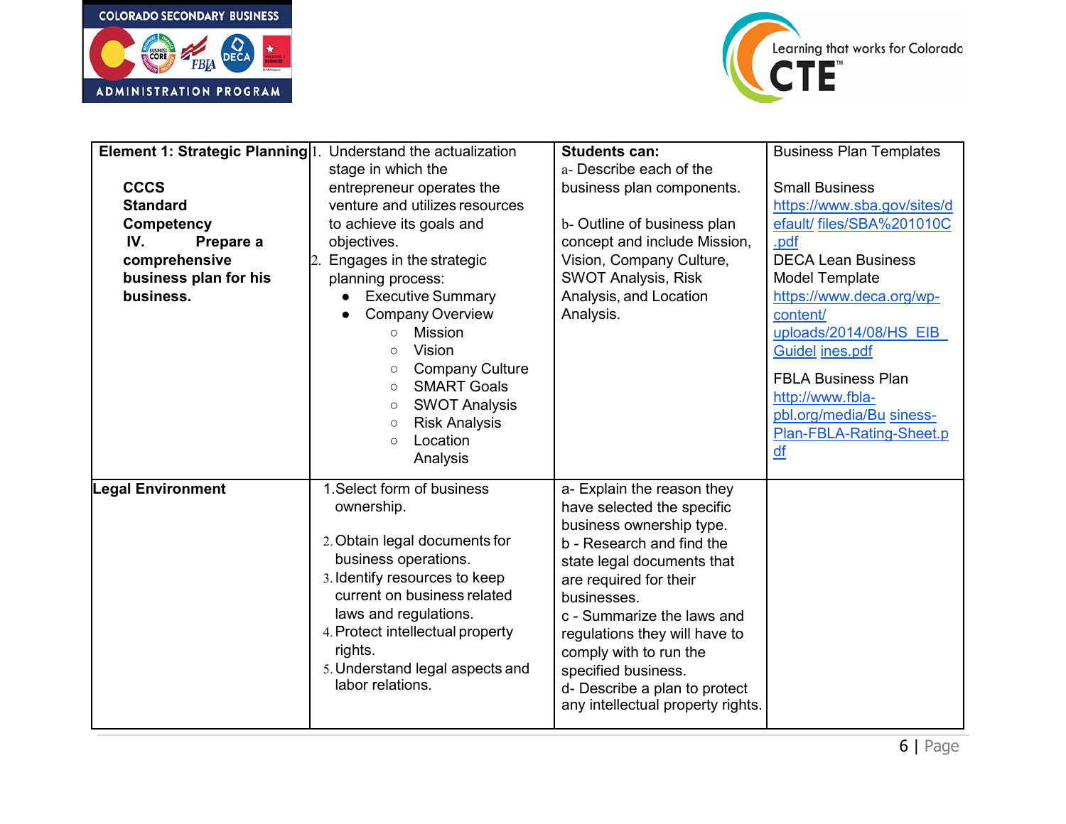| Element 1: Strategic Planning<br><br>**CCCS Standard Competency IV. Prepare a comprehensive business plan for his business.** | 1. Understand the actualization stage in which the entrepreneur operates the venture and utilizes resources to achieve its goals and objectives.<br>2. Engages in the strategic planning process:<br>● Executive Summary<br>● Company Overview<br>○ Mission<br>○ Vision<br>○ Company Culture<br>○ SMART Goals<br>○ SWOT Analysis<br>○ Risk Analysis<br>○ Location Analysis | **Students can:**<br>a- Describe each of the business plan components.<br><br>b- Outline of business plan concept and include Mission, Vision, Company Culture, SWOT Analysis, Risk Analysis, and Location Analysis. | Business Plan Templates<br><br>Small Business<br>https://www.sba.gov/sites/default/ files/SBA%201010C.pdf<br>DECA Lean Business Model Template<br>https://www.deca.org/wp-content/ uploads/2014/08/HS_EIB_Guidel ines.pdf<br><br>FBLA Business Plan<br>http://www.fbla-pbl.org/media/Bu siness-Plan-FBLA-Rating-Sheet.pdf |
|---|---|---|---|
| **Legal Environment** | 1. Select form of business ownership.<br><br>2. Obtain legal documents for business operations.<br>3. Identify resources to keep current on business related laws and regulations.<br>4. Protect intellectual property rights.<br>5. Understand legal aspects and labor relations. | a- Explain the reason they have selected the specific business ownership type.<br>b - Research and find the state legal documents that are required for their businesses.<br>c - Summarize the laws and regulations they will have to comply with to run the specified business.<br>d- Describe a plan to protect any intellectual property rights. | |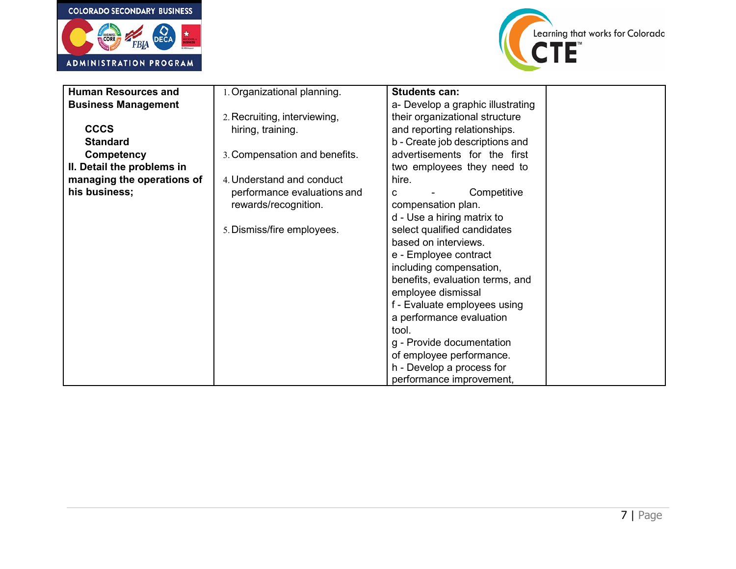| **Human Resources and Business Management**<br><br>**CCCS Standard Competency**<br>**II. Detail the problems in managing the operations of his business;** | 1. Organizational planning.<br><br>2. Recruiting, interviewing, hiring, training.<br><br>3. Compensation and benefits.<br><br>4. Understand and conduct performance evaluations and rewards/recognition.<br><br>5. Dismiss/fire employees. | **Students can:**<br>a- Develop a graphic illustrating their organizational structure and reporting relationships.<br>b - Create job descriptions and advertisements for the first two employees they need to hire.<br>c - Competitive compensation plan.<br>d - Use a hiring matrix to select qualified candidates based on interviews.<br>e - Employee contract including compensation, benefits, evaluation terms, and employee dismissal<br>f - Evaluate employees using a performance evaluation tool.<br>g - Provide documentation of employee performance.<br>h - Develop a process for performance improvement, | |
|---|---|---|---|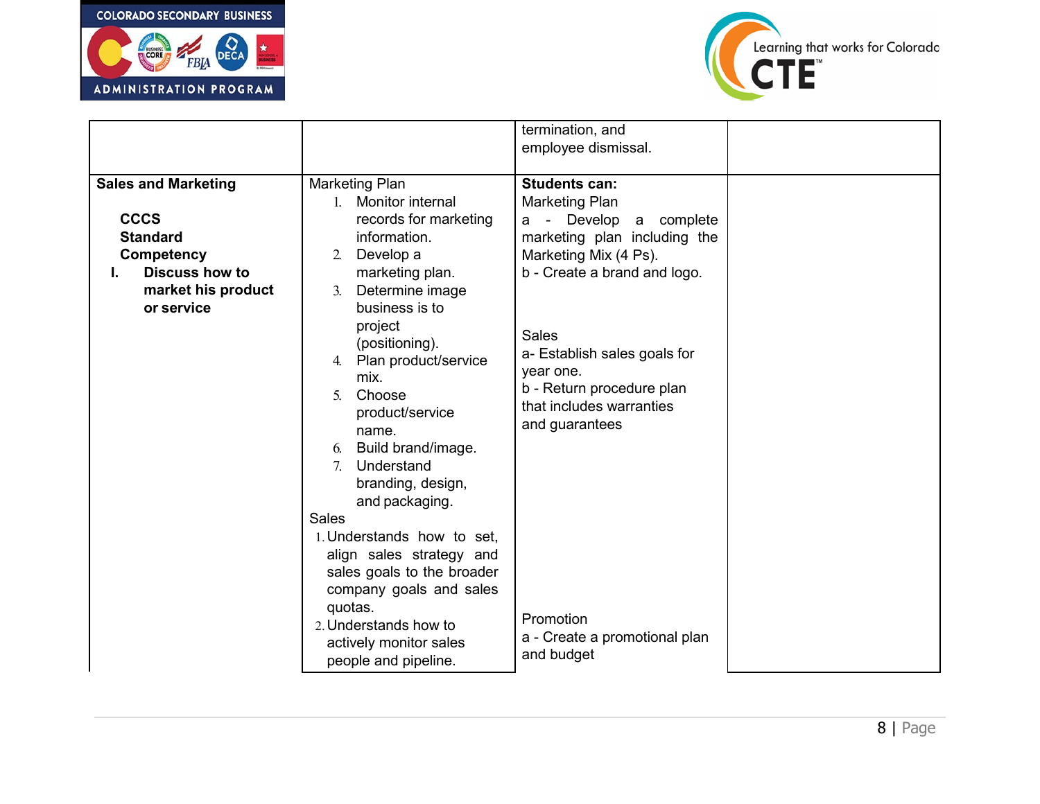| | | | |
|---|---|---|---|
| | | termination, and employee dismissal. | |
| **Sales and Marketing**<br><br>**CCCS Standard Competency**<br>**I. Discuss how to market his product or service** | Marketing Plan<br>1. Monitor internal records for marketing information.<br>2. Develop a marketing plan.<br>3. Determine image business is to project (positioning).<br>4. Plan product/service mix.<br>5. Choose product/service name.<br>6. Build brand/image.<br>7. Understand branding, design, and packaging.<br>Sales<br>1. Understands how to set, align sales strategy and sales goals to the broader company goals and sales quotas.<br>2. Understands how to actively monitor sales people and pipeline. | **Students can:**<br>Marketing Plan<br>a - Develop a complete marketing plan including the Marketing Mix (4 Ps).<br>b - Create a brand and logo.<br><br>Sales<br>a- Establish sales goals for year one.<br>b - Return procedure plan that includes warranties and guarantees<br><br>Promotion<br>a - Create a promotional plan and budget | |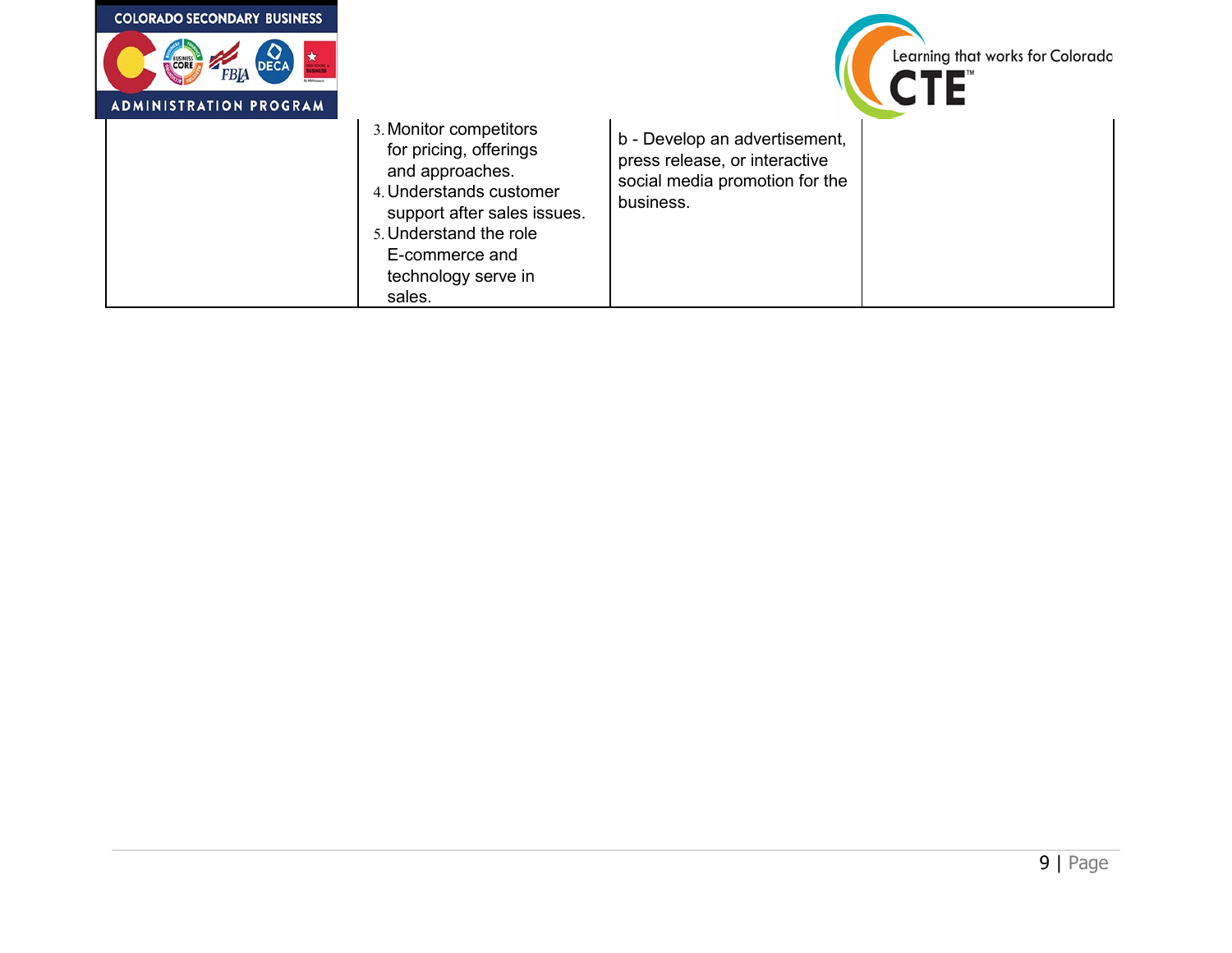|  |  |  |  |
|---|---|---|---|
|  | 3. Monitor competitors for pricing, offerings and approaches.<br>4. Understands customer support after sales issues.<br>5. Understand the role E-commerce and technology serve in sales. | b - Develop an advertisement, press release, or interactive social media promotion for the business. |  |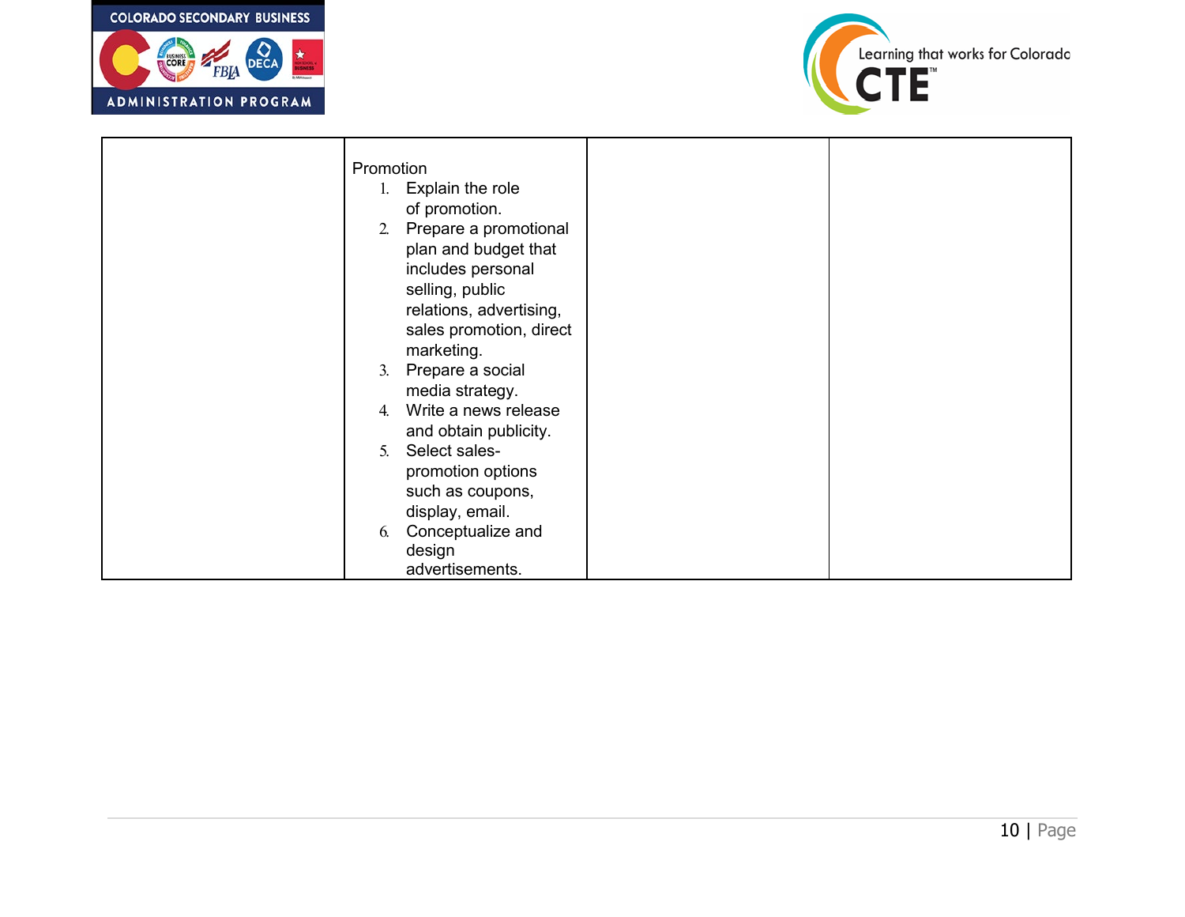| | | | |
|---|---|---|---|
| | Promotion<br>1. Explain the role of promotion.<br>2. Prepare a promotional plan and budget that includes personal selling, public relations, advertising, sales promotion, direct marketing.<br>3. Prepare a social media strategy.<br>4. Write a news release and obtain publicity.<br>5. Select sales-promotion options such as coupons, display, email.<br>6. Conceptualize and design advertisements. | | |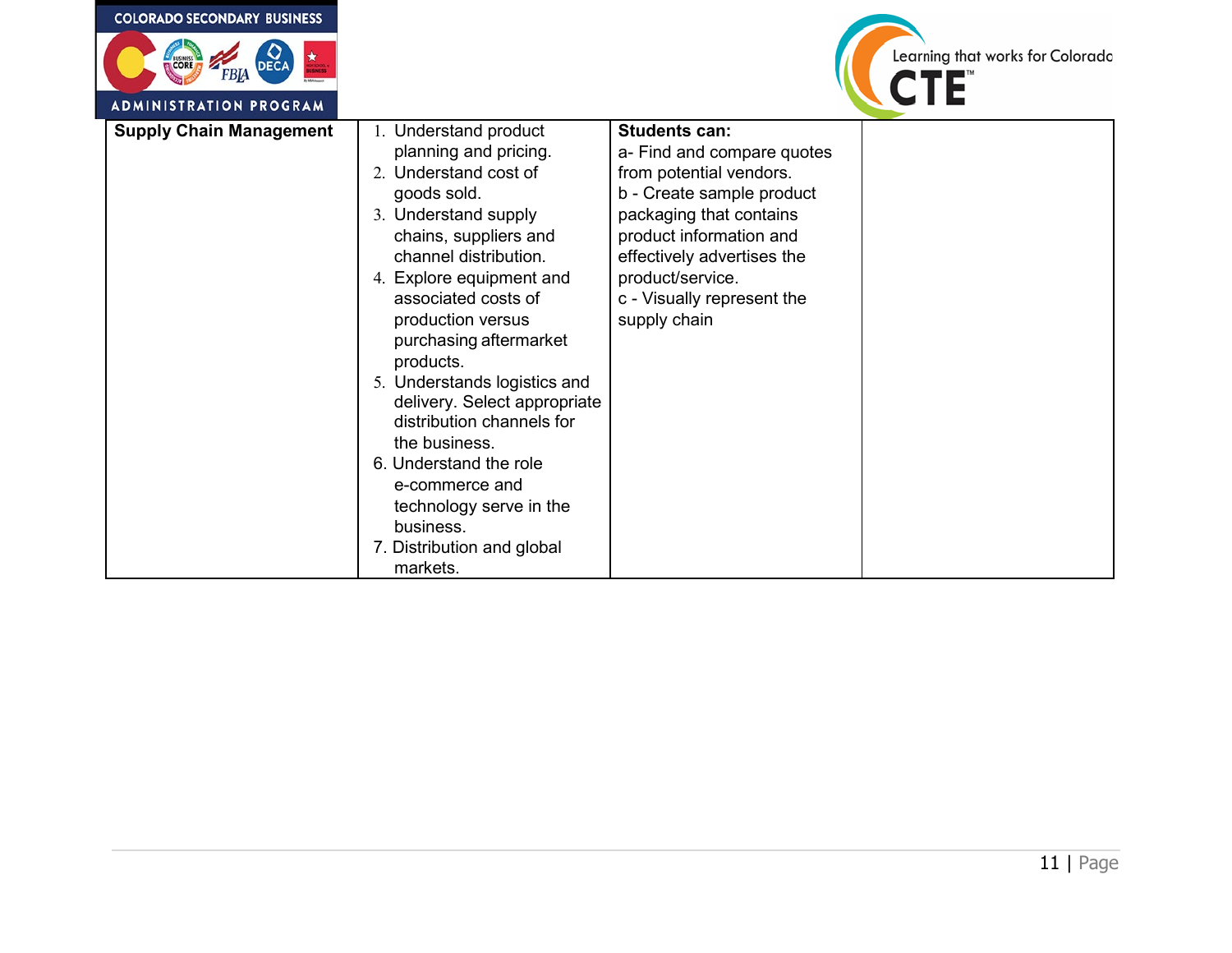| Supply Chain Management | 1. Understand product planning and pricing.<br>2. Understand cost of goods sold.<br>3. Understand supply chains, suppliers and channel distribution.<br>4. Explore equipment and associated costs of production versus purchasing aftermarket products.<br>5. Understands logistics and delivery. Select appropriate distribution channels for the business.<br>6. Understand the role e-commerce and technology serve in the business.<br>7. Distribution and global markets. | **Students can:**<br>a- Find and compare quotes from potential vendors.<br>b - Create sample product packaging that contains product information and effectively advertises the product/service.<br>c - Visually represent the supply chain | |
|---|---|---|---|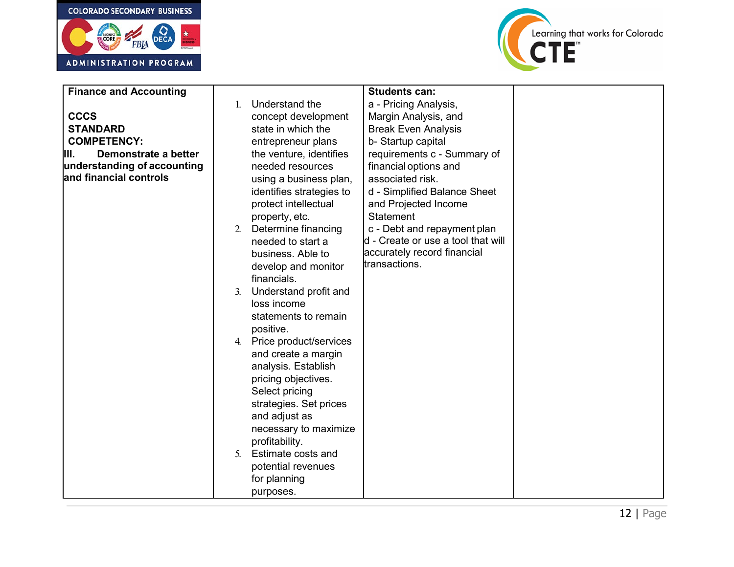| Finance and Accounting<br><br>CCCS STANDARD COMPETENCY:<br>III. Demonstrate a better understanding of accounting and financial controls | 1. Understand the concept development state in which the entrepreneur plans the venture, identifies needed resources using a business plan, identifies strategies to protect intellectual property, etc.<br>2. Determine financing needed to start a business. Able to develop and monitor financials.<br>3. Understand profit and loss income statements to remain positive.<br>4. Price product/services and create a margin analysis. Establish pricing objectives. Select pricing strategies. Set prices and adjust as necessary to maximize profitability.<br>5. Estimate costs and potential revenues for planning purposes. | **Students can:**<br>a - Pricing Analysis, Margin Analysis, and Break Even Analysis<br>b- Startup capital requirements c - Summary of financial options and associated risk.<br>d - Simplified Balance Sheet and Projected Income Statement<br>c - Debt and repayment plan<br>d - Create or use a tool that will accurately record financial transactions. | |
|---|---|---|---|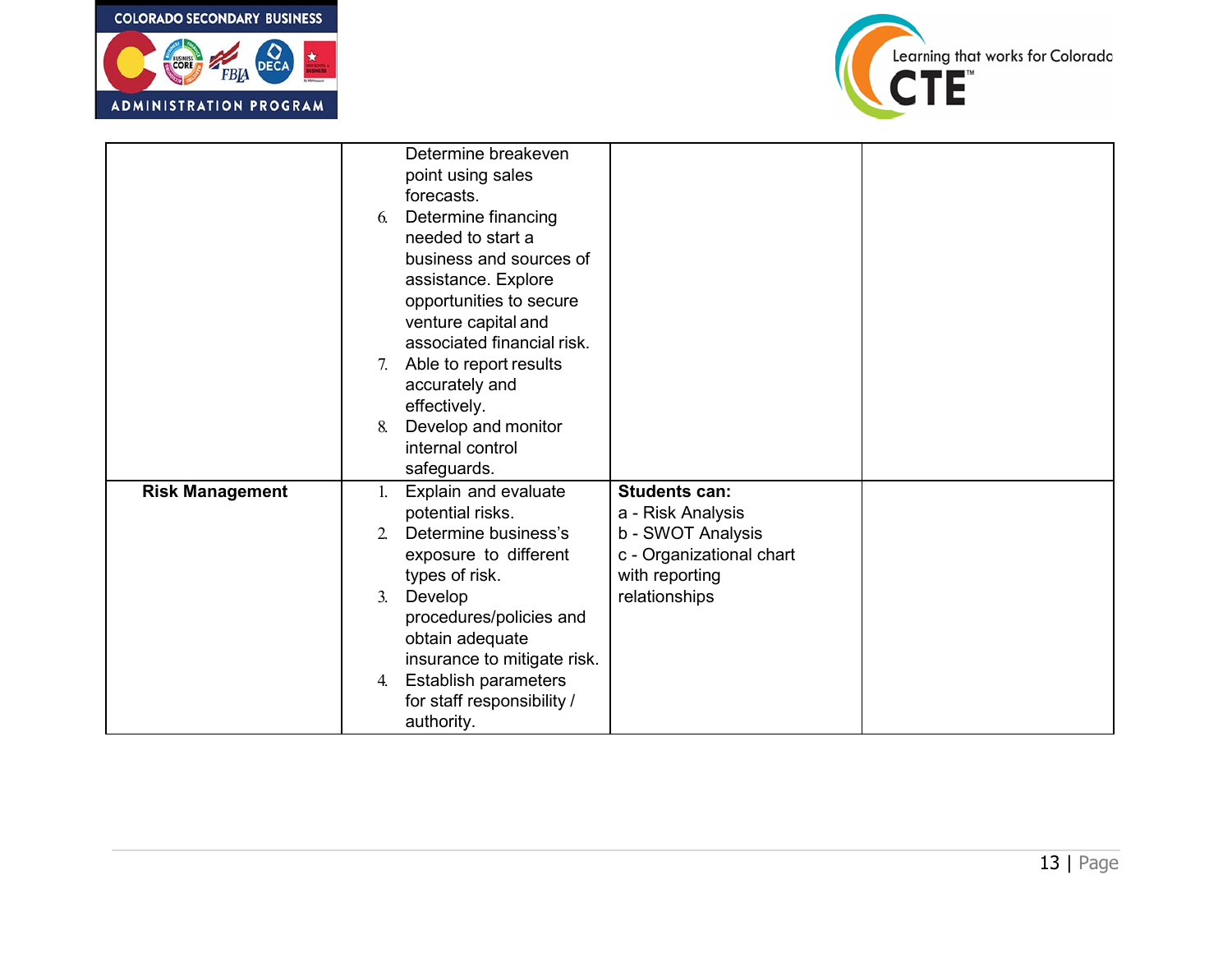| | | | |
|---|---|---|---|
| | Determine breakeven point using sales forecasts.<br>6. Determine financing needed to start a business and sources of assistance. Explore opportunities to secure venture capital and associated financial risk.<br>7. Able to report results accurately and effectively.<br>8. Develop and monitor internal control safeguards. | | |
| **Risk Management** | 1. Explain and evaluate potential risks.<br>2. Determine business's exposure to different types of risk.<br>3. Develop procedures/policies and obtain adequate insurance to mitigate risk.<br>4. Establish parameters for staff responsibility / authority. | **Students can:**<br>a - Risk Analysis<br>b - SWOT Analysis<br>c - Organizational chart with reporting relationships | |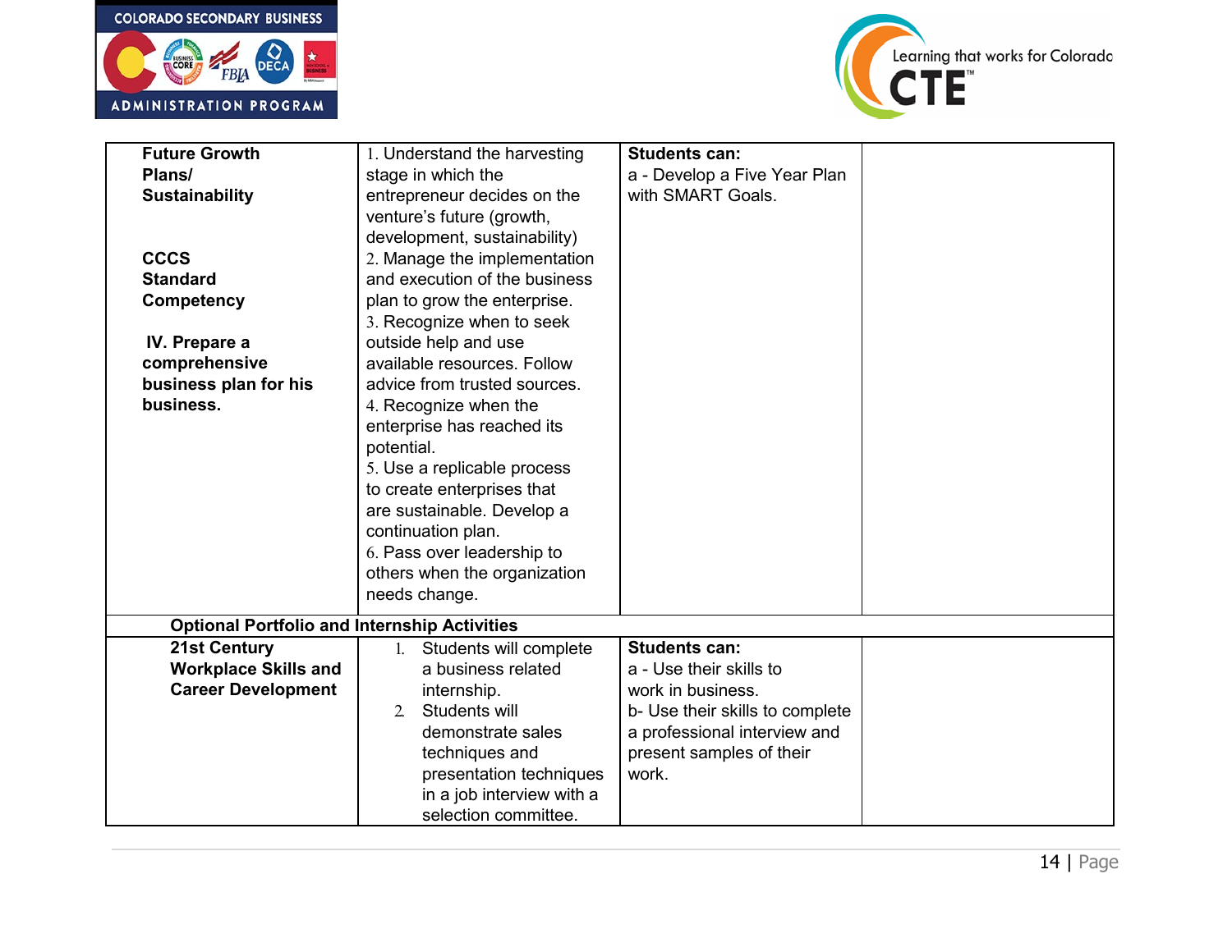| | | | |
|---|---|---|---|
| **Future Growth Plans/ Sustainability**<br><br>**CCCS Standard Competency**<br><br>**IV. Prepare a comprehensive business plan for his business.** | 1. Understand the harvesting stage in which the entrepreneur decides on the venture's future (growth, development, sustainability)<br>2. Manage the implementation and execution of the business plan to grow the enterprise.<br>3. Recognize when to seek outside help and use available resources. Follow advice from trusted sources.<br>4. Recognize when the enterprise has reached its potential.<br>5. Use a replicable process to create enterprises that are sustainable. Develop a continuation plan.<br>6. Pass over leadership to others when the organization needs change. | **Students can:**<br>a - Develop a Five Year Plan with SMART Goals. | |
| **Optional Portfolio and Internship Activities** | | | |
| **21st Century Workplace Skills and Career Development** | 1. Students will complete a business related internship.<br>2. Students will demonstrate sales techniques and presentation techniques in a job interview with a selection committee. | **Students can:**<br>a - Use their skills to work in business.<br>b- Use their skills to complete a professional interview and present samples of their work. | |